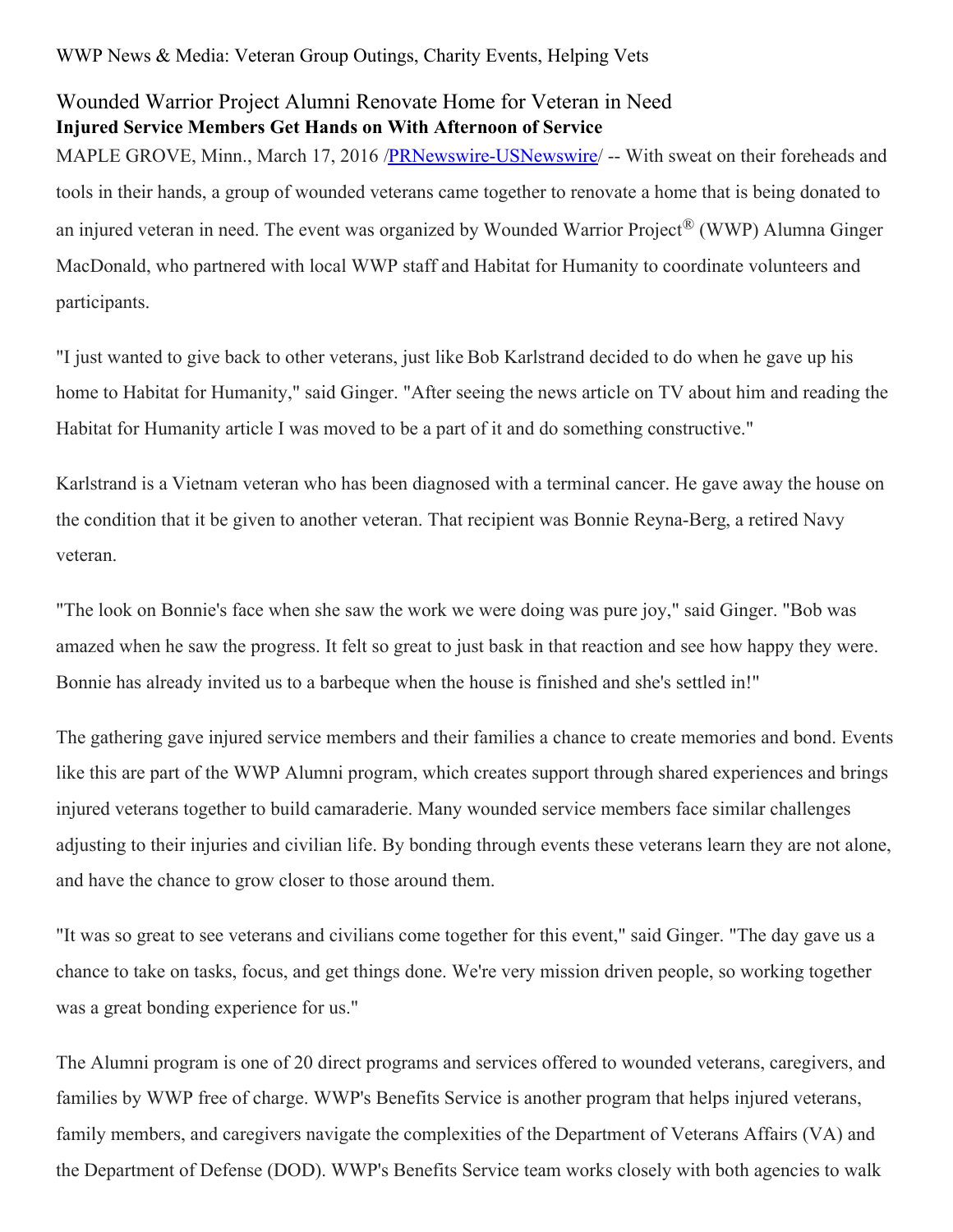WWP News & Media: Veteran Group Outings, Charity Events, Helping Vets

# Wounded Warrior Project Alumni Renovate Home for Veteran in Need

**Injured Service Members Get Hands on With Afternoon of Service**

MAPLE GROVE, Minn., March 17, 2016 /PRNewswire-USNewswire/ -- With sweat on their foreheads and tools in their hands, a group of wounded veterans came together to renovate a home that is being donated to an injured veteran in need. The event was organized by Wounded Warrior Project® (WWP) Alumna Ginger MacDonald, who partnered with local WWP staff and Habitat for Humanity to coordinate volunteers and participants.

"I just wanted to give back to other veterans, just like Bob Karlstrand decided to do when he gave up his home to Habitat for Humanity," said Ginger. "After seeing the news article on TV about him and reading the Habitat for Humanity article I was moved to be a part of it and do something constructive."

Karlstrand is a Vietnam veteran who has been diagnosed with a terminal cancer. He gave away the house on the condition that it be given to another veteran. That recipient was Bonnie Reyna-Berg, a retired Navy veteran.

"The look on Bonnie's face when she saw the work we were doing was pure joy," said Ginger. "Bob was amazed when he saw the progress. It felt so great to just bask in that reaction and see how happy they were. Bonnie has already invited us to a barbeque when the house is finished and she's settled in!"

The gathering gave injured service members and their families a chance to create memories and bond. Events like this are part of the WWP Alumni program, which creates support through shared experiences and brings injured veterans together to build camaraderie. Many wounded service members face similar challenges adjusting to their injuries and civilian life. By bonding through events these veterans learn they are not alone, and have the chance to grow closer to those around them.

"It was so great to see veterans and civilians come together for this event," said Ginger. "The day gave us a chance to take on tasks, focus, and get things done. We're very mission driven people, so working together was a great bonding experience for us."

The Alumni program is one of 20 direct programs and services offered to wounded veterans, caregivers, and families by WWP free of charge. WWP's Benefits Service is another program that helps injured veterans, family members, and caregivers navigate the complexities of the Department of Veterans Affairs (VA) and the Department of Defense (DOD). WWP's Benefits Service team works closely with both agencies to walk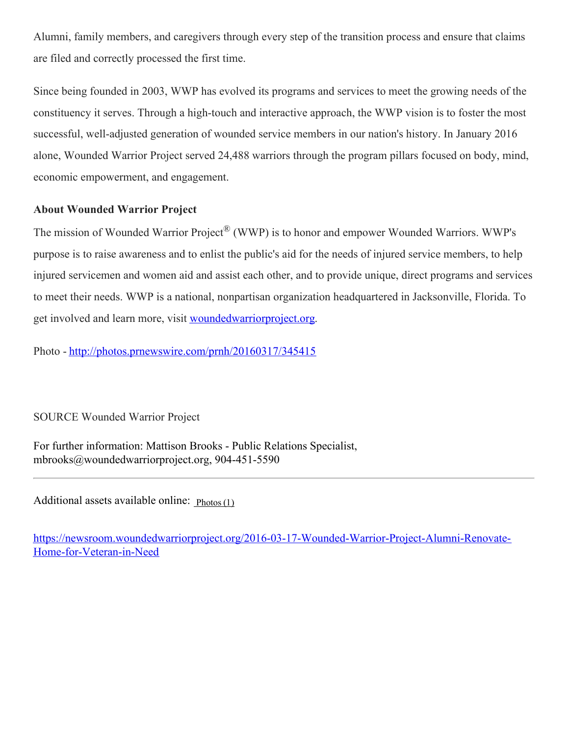Alumni, family members, and caregivers through every step of the transition process and ensure that claims are filed and correctly processed the first time.

Since being founded in 2003, WWP has evolved its programs and services to meet the growing needs of the constituency it serves. Through a high-touch and interactive approach, the WWP vision is to foster the most successful, well-adjusted generation of wounded service members in our nation's history. In January 2016 alone, Wounded Warrior Project served 24,488 warriors through the program pillars focused on body, mind, economic empowerment, and engagement.

**About Wounded Warrior Project**

The mission of Wounded Warrior Project® (WWP) is to honor and empower Wounded Warriors. WWP's purpose is to raise awareness and to enlist the public's aid for the needs of injured service members, to help injured servicemen and women aid and assist each other, and to provide unique, direct programs and services to meet their needs. WWP is a national, nonpartisan organization headquartered in Jacksonville, Florida. To get involved and learn more, visit [woundedwarriorproject.org](woundedwarriorproject.org).

Photo - [http://photos.prnewswire.com/prnh/20160317/345415](http://photos.prnewswire.com/prnh/20160317/345415)

SOURCE Wounded Warrior Project

For further information: Mattison Brooks - Public Relations Specialist, mbrooks@woundedwarriorproject.org, 904-451-5590

---

Additional assets available online: Photos (1)

[https://newsroom.woundedwarriorproject.org/2016-03-17-Wounded-Warrior-Project-Alumni-Renovate-Home-for-Veteran-in-Need](https://newsroom.woundedwarriorproject.org/2016-03-17-Wounded-Warrior-Project-Alumni-Renovate-Home-for-Veteran-in-Need)